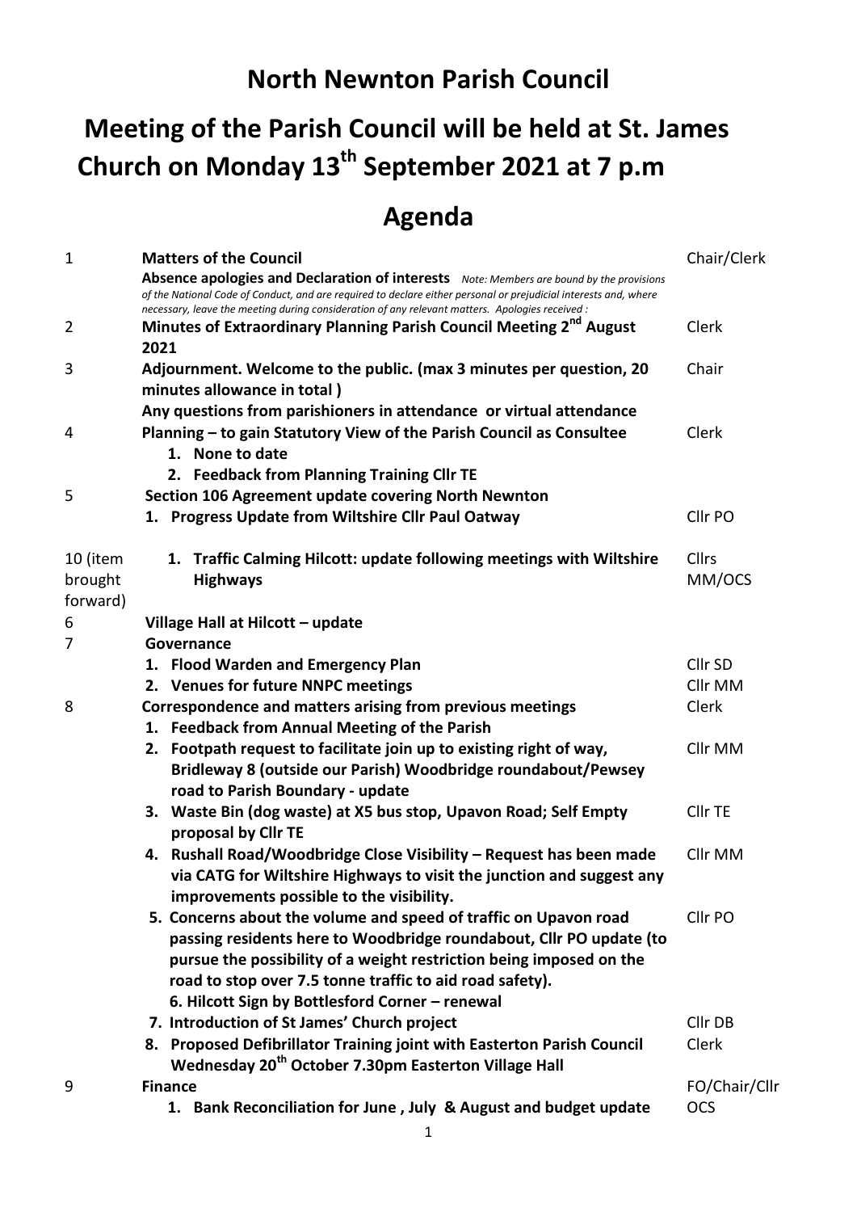# North Newnton Parish Council

# Meeting of the Parish Council will be held at St. James Church on Monday 13th September 2021 at 7 p.m

# Agenda

| | | |
|---|---|---|
| 1 | **Matters of the Council**<br>**Absence apologies and Declaration of interests** *Note: Members are bound by the provisions of the National Code of Conduct, and are required to declare either personal or prejudicial interests and, where necessary, leave the meeting during consideration of any relevant matters. Apologies received :* | Chair/Clerk |
| 2 | **Minutes of Extraordinary Planning Parish Council Meeting 2nd August 2021** | Clerk |
| 3 | **Adjournment. Welcome to the public. (max 3 minutes per question, 20 minutes allowance in total )**<br>**Any questions from parishioners in attendance or virtual attendance** | Chair |
| 4 | **Planning – to gain Statutory View of the Parish Council as Consultee**<br>**1. None to date**<br>**2. Feedback from Planning Training Cllr TE** | Clerk |
| 5 | **Section 106 Agreement update covering North Newnton**<br>**1. Progress Update from Wiltshire Cllr Paul Oatway** | Cllr PO |
| 10 (item brought forward) | **1. Traffic Calming Hilcott: update following meetings with Wiltshire Highways** | Cllrs MM/OCS |
| 6 | **Village Hall at Hilcott – update** | |
| 7 | **Governance**<br>**1. Flood Warden and Emergency Plan**<br>**2. Venues for future NNPC meetings** | Cllr SD<br>Cllr MM |
| 8 | **Correspondence and matters arising from previous meetings**<br>**1. Feedback from Annual Meeting of the Parish** | Clerk |
| | **2. Footpath request to facilitate join up to existing right of way, Bridleway 8 (outside our Parish) Woodbridge roundabout/Pewsey road to Parish Boundary - update** | Cllr MM |
| | **3. Waste Bin (dog waste) at X5 bus stop, Upavon Road; Self Empty proposal by Cllr TE** | Cllr TE |
| | **4. Rushall Road/Woodbridge Close Visibility – Request has been made via CATG for Wiltshire Highways to visit the junction and suggest any improvements possible to the visibility.** | Cllr MM |
| | **5. Concerns about the volume and speed of traffic on Upavon road passing residents here to Woodbridge roundabout, Cllr PO update (to pursue the possibility of a weight restriction being imposed on the road to stop over 7.5 tonne traffic to aid road safety).**<br>**6. Hilcott Sign by Bottlesford Corner – renewal** | Cllr PO |
| | **7. Introduction of St James' Church project** | Cllr DB |
| | **8. Proposed Defibrillator Training joint with Easterton Parish Council Wednesday 20th October 7.30pm Easterton Village Hall** | Clerk |
| 9 | **Finance**<br>**1. Bank Reconciliation for June , July & August and budget update** | FO/Chair/Cllr OCS |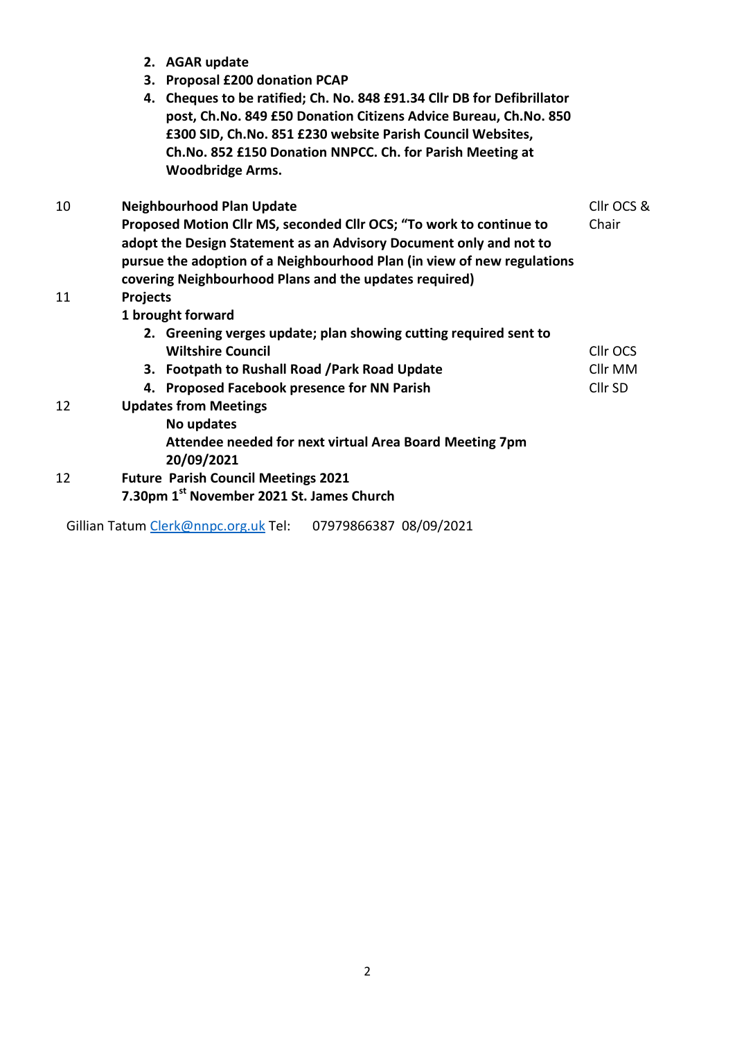2. **AGAR update**
3. **Proposal £200 donation PCAP**
4. **Cheques to be ratified; Ch. No. 848 £91.34 Cllr DB for Defibrillator post, Ch.No. 849 £50 Donation Citizens Advice Bureau, Ch.No. 850 £300 SID, Ch.No. 851 £230 website Parish Council Websites, Ch.No. 852 £150 Donation NNPCC. Ch. for Parish Meeting at Woodbridge Arms.**

| | | |
|---|---|---|
| 10 | **Neighbourhood Plan Update**<br>**Proposed Motion Cllr MS, seconded Cllr OCS; "To work to continue to adopt the Design Statement as an Advisory Document only and not to pursue the adoption of a Neighbourhood Plan (in view of new regulations covering Neighbourhood Plans and the updates required)** | Cllr OCS & Chair |
| 11 | **Projects**<br>**1 brought forward** | |
| | **2. Greening verges update; plan showing cutting required sent to Wiltshire Council** | Cllr OCS |
| | **3. Footpath to Rushall Road /Park Road Update** | Cllr MM |
| | **4. Proposed Facebook presence for NN Parish** | Cllr SD |
| 12 | **Updates from Meetings**<br>**No updates**<br>**Attendee needed for next virtual Area Board Meeting 7pm 20/09/2021** | |
| 12 | **Future Parish Council Meetings 2021**<br>**7.30pm 1st November 2021 St. James Church** | |

Gillian Tatum Clerk@nnpc.org.uk Tel: 07979866387 08/09/2021